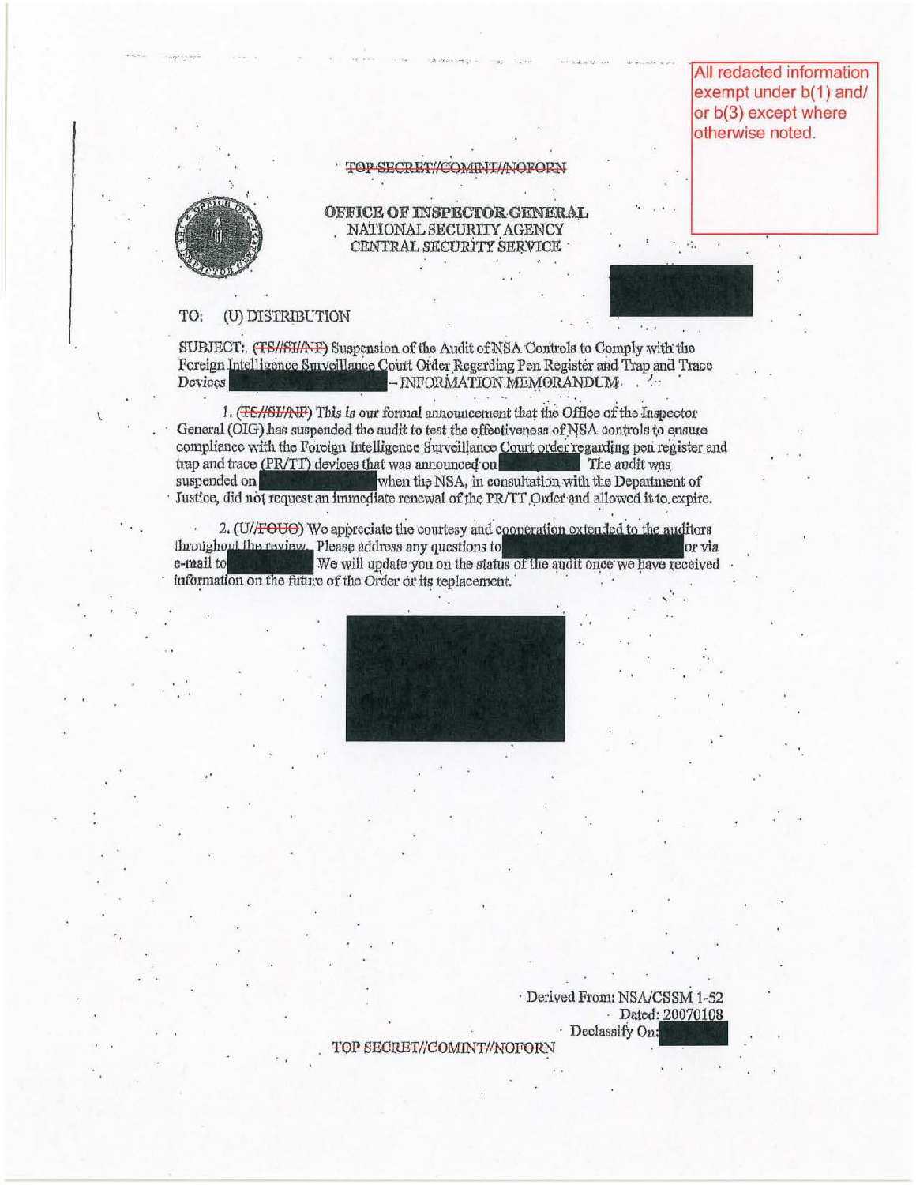All redacted information exempt under b(1) and/ or b(3) except where otherwise noted.

~~TOP SECRET//COMINT//NOFORN~~

**OFFICE OF INSPECTOR GENERAL**
**NATIONAL SECURITY AGENCY**
**CENTRAL SECURITY SERVICE**

TO: (U) DISTRIBUTION

SUBJECT: (~~TS//SI//NF~~) Suspension of the Audit of NSA Controls to Comply with the Foreign Intelligence Surveillance Court Order Regarding Pen Register and Trap and Trace Devices – INFORMATION MEMORANDUM

1. (~~TS//SI//NF~~) This is our formal announcement that the Office of the Inspector General (OIG) has suspended the audit to test the effectiveness of NSA controls to ensure compliance with the Foreign Intelligence Surveillance Court order regarding pen register and trap and trace (PR/TT) devices that was announced on The audit was suspended on when the NSA, in consultation with the Department of Justice, did not request an immediate renewal of the PR/TT Order and allowed it to expire.

2. (U//~~FOUO~~) We appreciate the courtesy and cooperation extended to the auditors throughout the review. Please address any questions to or via e-mail to We will update you on the status of the audit once we have received information on the future of the Order or its replacement.

Derived From: NSA/CSSM 1-52
Dated: 20070108
Declassify On:

~~TOP SECRET//COMINT//NOFORN~~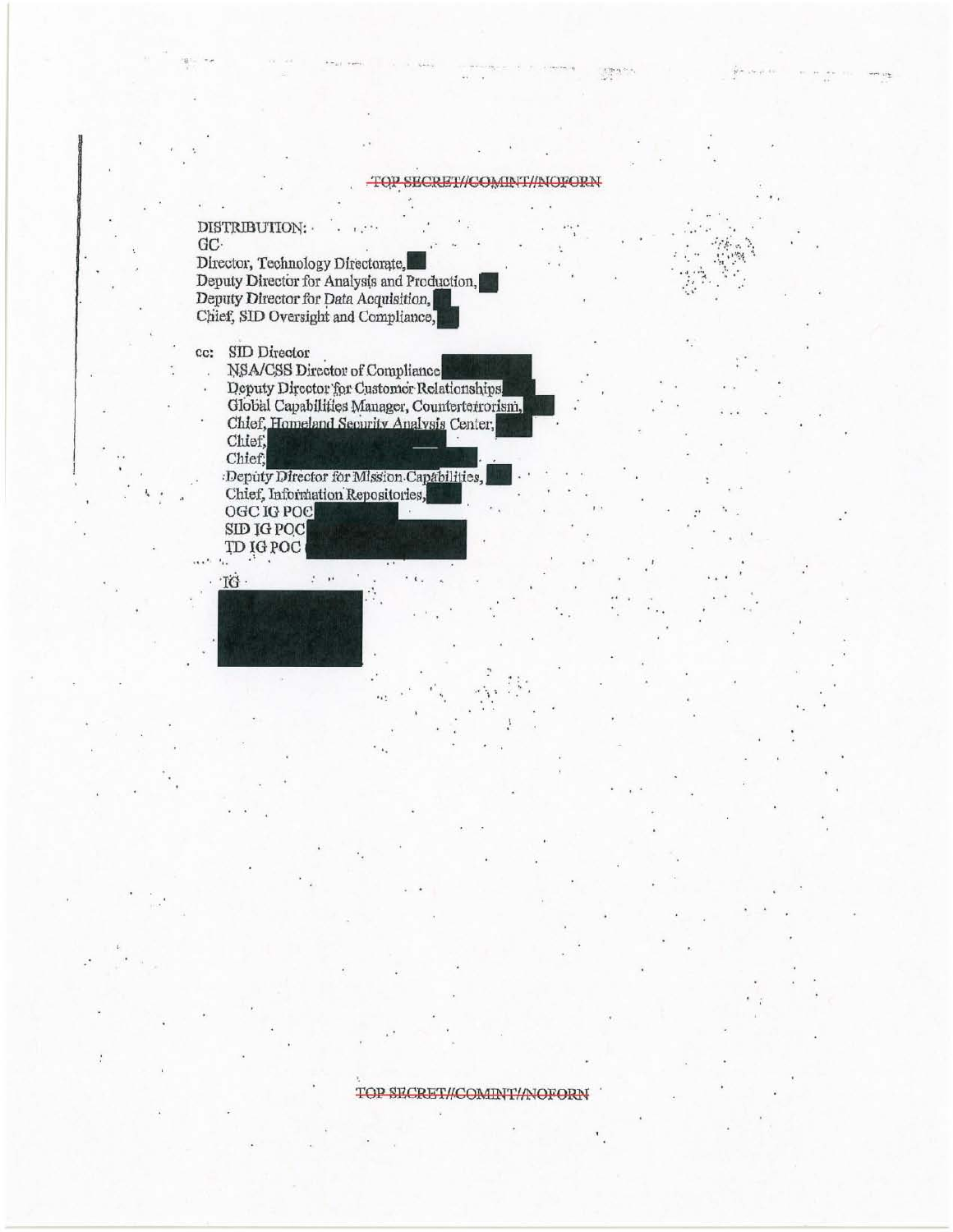TOP SECRET//COMINT//NOFORN

DISTRIBUTION:
GC
Director, Technology Directorate,
Deputy Director for Analysis and Production,
Deputy Director for Data Acquisition,
Chief, SID Oversight and Compliance,

cc: SID Director
NSA/CSS Director of Compliance
Deputy Director for Customer Relationships
Global Capabilities Manager, Counterterrorism,
Chief, Homeland Security Analysis Center,
Chief,
Chief,
Deputy Director for Mission Capabilities,
Chief, Information Repositories,
OGC IG POC
SID IG POC
TD IG POC

IG

TOP SECRET//COMINT//NOFORN